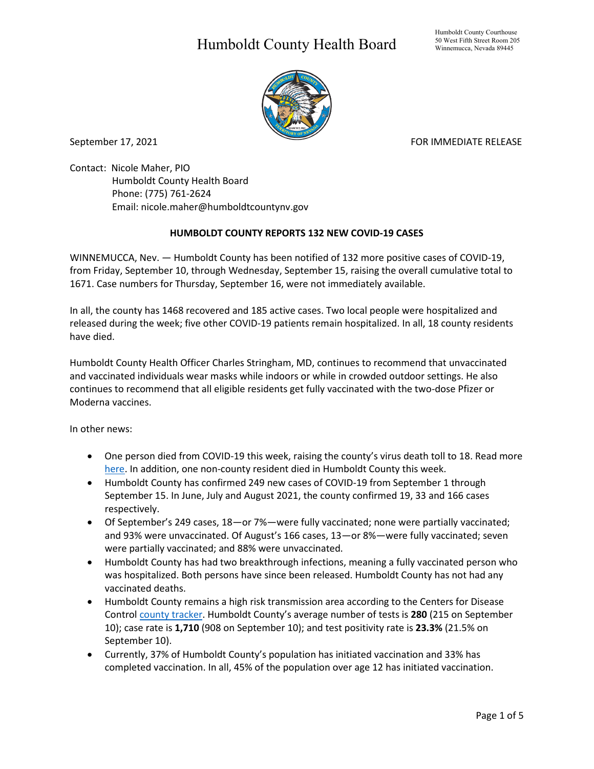# Humboldt County Health Board

Humboldt County Courthouse
50 West Fifth Street Room 205
Winnemucca, Nevada 89445

September 17, 2021 FOR IMMEDIATE RELEASE

Contact: Nicole Maher, PIO
Humboldt County Health Board
Phone: (775) 761-2624
Email: nicole.maher@humboldtcountynv.gov

**HUMBOLDT COUNTY REPORTS 132 NEW COVID-19 CASES**

WINNEMUCCA, Nev. — Humboldt County has been notified of 132 more positive cases of COVID-19, from Friday, September 10, through Wednesday, September 15, raising the overall cumulative total to 1671. Case numbers for Thursday, September 16, were not immediately available.

In all, the county has 1468 recovered and 185 active cases. Two local people were hospitalized and released during the week; five other COVID-19 patients remain hospitalized. In all, 18 county residents have died.

Humboldt County Health Officer Charles Stringham, MD, continues to recommend that unvaccinated and vaccinated individuals wear masks while indoors or while in crowded outdoor settings. He also continues to recommend that all eligible residents get fully vaccinated with the two-dose Pfizer or Moderna vaccines.

In other news:

- One person died from COVID-19 this week, raising the county's virus death toll to 18. Read more here. In addition, one non-county resident died in Humboldt County this week.
- Humboldt County has confirmed 249 new cases of COVID-19 from September 1 through September 15. In June, July and August 2021, the county confirmed 19, 33 and 166 cases respectively.
- Of September's 249 cases, 18—or 7%—were fully vaccinated; none were partially vaccinated; and 93% were unvaccinated. Of August's 166 cases, 13—or 8%—were fully vaccinated; seven were partially vaccinated; and 88% were unvaccinated.
- Humboldt County has had two breakthrough infections, meaning a fully vaccinated person who was hospitalized. Both persons have since been released. Humboldt County has not had any vaccinated deaths.
- Humboldt County remains a high risk transmission area according to the Centers for Disease Control county tracker. Humboldt County's average number of tests is **280** (215 on September 10); case rate is **1,710** (908 on September 10); and test positivity rate is **23.3%** (21.5% on September 10).
- Currently, 37% of Humboldt County's population has initiated vaccination and 33% has completed vaccination. In all, 45% of the population over age 12 has initiated vaccination.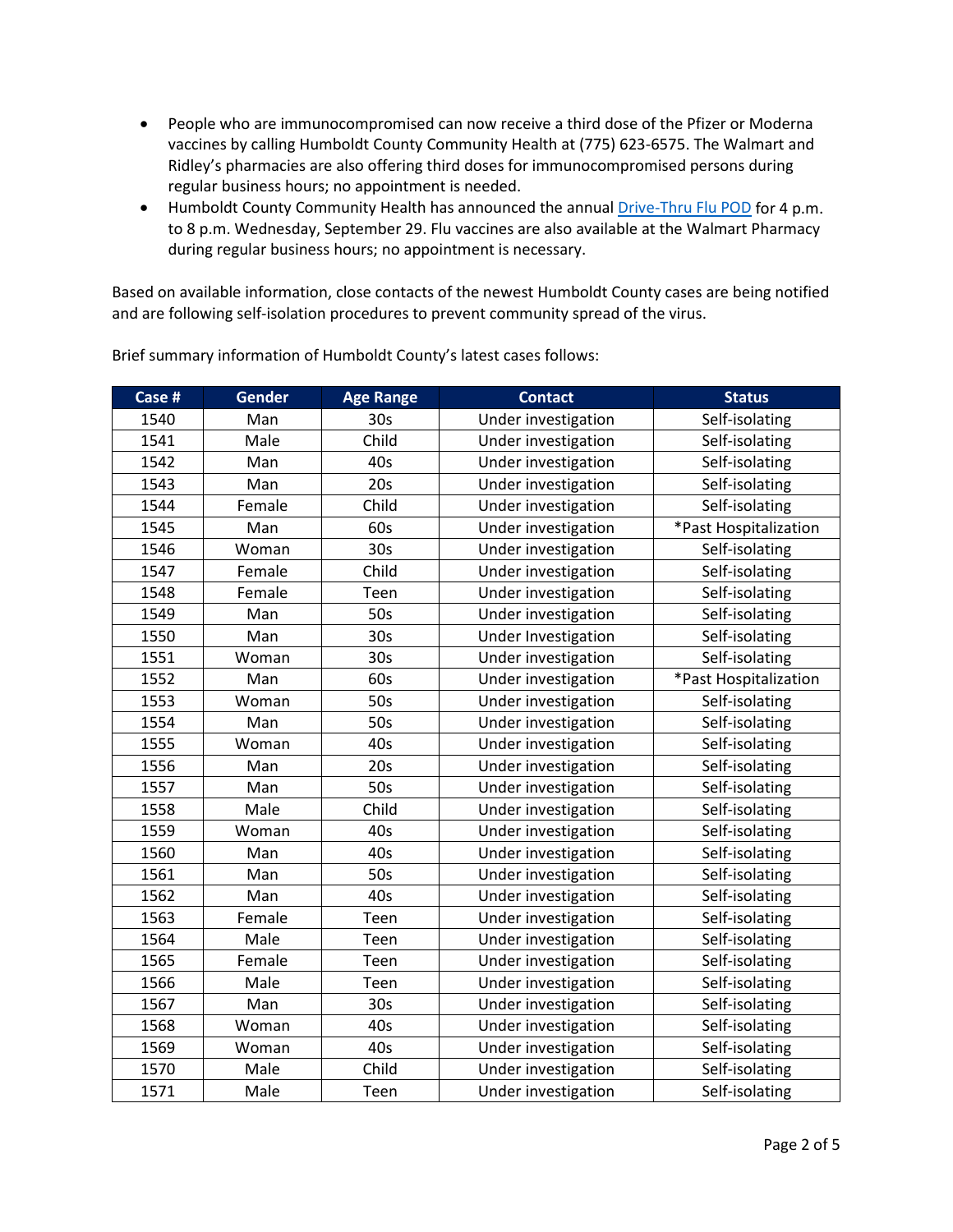- People who are immunocompromised can now receive a third dose of the Pfizer or Moderna vaccines by calling Humboldt County Community Health at (775) 623-6575. The Walmart and Ridley's pharmacies are also offering third doses for immunocompromised persons during regular business hours; no appointment is needed.
- Humboldt County Community Health has announced the annual [Drive-Thru Flu POD](#) for 4 p.m. to 8 p.m. Wednesday, September 29. Flu vaccines are also available at the Walmart Pharmacy during regular business hours; no appointment is necessary.

Based on available information, close contacts of the newest Humboldt County cases are being notified and are following self-isolation procedures to prevent community spread of the virus.

Brief summary information of Humboldt County's latest cases follows:

| Case # | Gender | Age Range | Contact | Status |
|---|---|---|---|---|
| 1540 | Man | 30s | Under investigation | Self-isolating |
| 1541 | Male | Child | Under investigation | Self-isolating |
| 1542 | Man | 40s | Under investigation | Self-isolating |
| 1543 | Man | 20s | Under investigation | Self-isolating |
| 1544 | Female | Child | Under investigation | Self-isolating |
| 1545 | Man | 60s | Under investigation | *Past Hospitalization |
| 1546 | Woman | 30s | Under investigation | Self-isolating |
| 1547 | Female | Child | Under investigation | Self-isolating |
| 1548 | Female | Teen | Under investigation | Self-isolating |
| 1549 | Man | 50s | Under investigation | Self-isolating |
| 1550 | Man | 30s | Under Investigation | Self-isolating |
| 1551 | Woman | 30s | Under investigation | Self-isolating |
| 1552 | Man | 60s | Under investigation | *Past Hospitalization |
| 1553 | Woman | 50s | Under investigation | Self-isolating |
| 1554 | Man | 50s | Under investigation | Self-isolating |
| 1555 | Woman | 40s | Under investigation | Self-isolating |
| 1556 | Man | 20s | Under investigation | Self-isolating |
| 1557 | Man | 50s | Under investigation | Self-isolating |
| 1558 | Male | Child | Under investigation | Self-isolating |
| 1559 | Woman | 40s | Under investigation | Self-isolating |
| 1560 | Man | 40s | Under investigation | Self-isolating |
| 1561 | Man | 50s | Under investigation | Self-isolating |
| 1562 | Man | 40s | Under investigation | Self-isolating |
| 1563 | Female | Teen | Under investigation | Self-isolating |
| 1564 | Male | Teen | Under investigation | Self-isolating |
| 1565 | Female | Teen | Under investigation | Self-isolating |
| 1566 | Male | Teen | Under investigation | Self-isolating |
| 1567 | Man | 30s | Under investigation | Self-isolating |
| 1568 | Woman | 40s | Under investigation | Self-isolating |
| 1569 | Woman | 40s | Under investigation | Self-isolating |
| 1570 | Male | Child | Under investigation | Self-isolating |
| 1571 | Male | Teen | Under investigation | Self-isolating |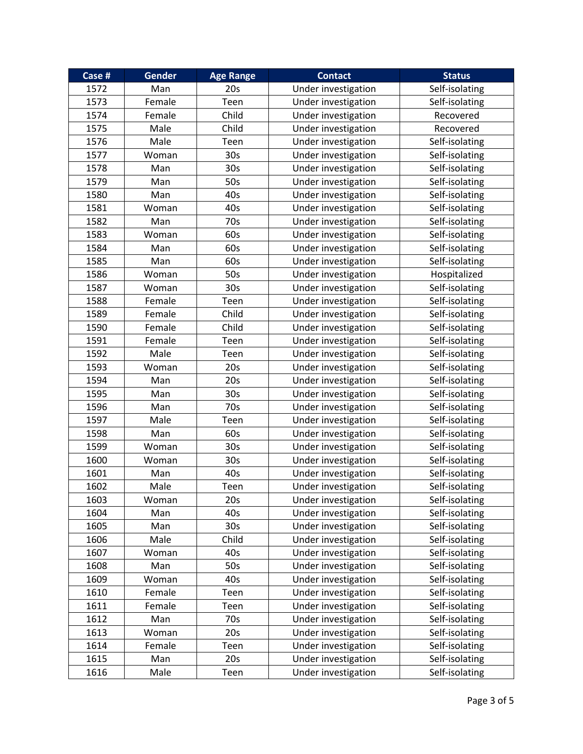| Case # | Gender | Age Range | Contact | Status |
|---|---|---|---|---|
| 1572 | Man | 20s | Under investigation | Self-isolating |
| 1573 | Female | Teen | Under investigation | Self-isolating |
| 1574 | Female | Child | Under investigation | Recovered |
| 1575 | Male | Child | Under investigation | Recovered |
| 1576 | Male | Teen | Under investigation | Self-isolating |
| 1577 | Woman | 30s | Under investigation | Self-isolating |
| 1578 | Man | 30s | Under investigation | Self-isolating |
| 1579 | Man | 50s | Under investigation | Self-isolating |
| 1580 | Man | 40s | Under investigation | Self-isolating |
| 1581 | Woman | 40s | Under investigation | Self-isolating |
| 1582 | Man | 70s | Under investigation | Self-isolating |
| 1583 | Woman | 60s | Under investigation | Self-isolating |
| 1584 | Man | 60s | Under investigation | Self-isolating |
| 1585 | Man | 60s | Under investigation | Self-isolating |
| 1586 | Woman | 50s | Under investigation | Hospitalized |
| 1587 | Woman | 30s | Under investigation | Self-isolating |
| 1588 | Female | Teen | Under investigation | Self-isolating |
| 1589 | Female | Child | Under investigation | Self-isolating |
| 1590 | Female | Child | Under investigation | Self-isolating |
| 1591 | Female | Teen | Under investigation | Self-isolating |
| 1592 | Male | Teen | Under investigation | Self-isolating |
| 1593 | Woman | 20s | Under investigation | Self-isolating |
| 1594 | Man | 20s | Under investigation | Self-isolating |
| 1595 | Man | 30s | Under investigation | Self-isolating |
| 1596 | Man | 70s | Under investigation | Self-isolating |
| 1597 | Male | Teen | Under investigation | Self-isolating |
| 1598 | Man | 60s | Under investigation | Self-isolating |
| 1599 | Woman | 30s | Under investigation | Self-isolating |
| 1600 | Woman | 30s | Under investigation | Self-isolating |
| 1601 | Man | 40s | Under investigation | Self-isolating |
| 1602 | Male | Teen | Under investigation | Self-isolating |
| 1603 | Woman | 20s | Under investigation | Self-isolating |
| 1604 | Man | 40s | Under investigation | Self-isolating |
| 1605 | Man | 30s | Under investigation | Self-isolating |
| 1606 | Male | Child | Under investigation | Self-isolating |
| 1607 | Woman | 40s | Under investigation | Self-isolating |
| 1608 | Man | 50s | Under investigation | Self-isolating |
| 1609 | Woman | 40s | Under investigation | Self-isolating |
| 1610 | Female | Teen | Under investigation | Self-isolating |
| 1611 | Female | Teen | Under investigation | Self-isolating |
| 1612 | Man | 70s | Under investigation | Self-isolating |
| 1613 | Woman | 20s | Under investigation | Self-isolating |
| 1614 | Female | Teen | Under investigation | Self-isolating |
| 1615 | Man | 20s | Under investigation | Self-isolating |
| 1616 | Male | Teen | Under investigation | Self-isolating |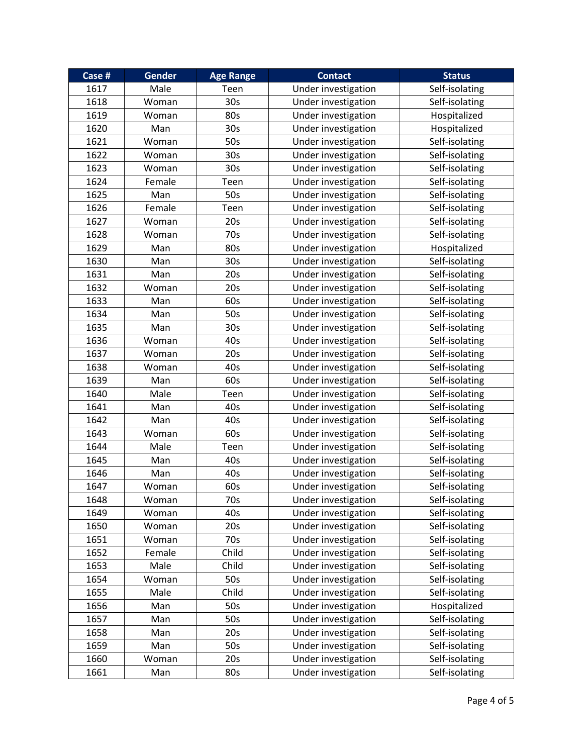| Case # | Gender | Age Range | Contact | Status |
|---|---|---|---|---|
| 1617 | Male | Teen | Under investigation | Self-isolating |
| 1618 | Woman | 30s | Under investigation | Self-isolating |
| 1619 | Woman | 80s | Under investigation | Hospitalized |
| 1620 | Man | 30s | Under investigation | Hospitalized |
| 1621 | Woman | 50s | Under investigation | Self-isolating |
| 1622 | Woman | 30s | Under investigation | Self-isolating |
| 1623 | Woman | 30s | Under investigation | Self-isolating |
| 1624 | Female | Teen | Under investigation | Self-isolating |
| 1625 | Man | 50s | Under investigation | Self-isolating |
| 1626 | Female | Teen | Under investigation | Self-isolating |
| 1627 | Woman | 20s | Under investigation | Self-isolating |
| 1628 | Woman | 70s | Under investigation | Self-isolating |
| 1629 | Man | 80s | Under investigation | Hospitalized |
| 1630 | Man | 30s | Under investigation | Self-isolating |
| 1631 | Man | 20s | Under investigation | Self-isolating |
| 1632 | Woman | 20s | Under investigation | Self-isolating |
| 1633 | Man | 60s | Under investigation | Self-isolating |
| 1634 | Man | 50s | Under investigation | Self-isolating |
| 1635 | Man | 30s | Under investigation | Self-isolating |
| 1636 | Woman | 40s | Under investigation | Self-isolating |
| 1637 | Woman | 20s | Under investigation | Self-isolating |
| 1638 | Woman | 40s | Under investigation | Self-isolating |
| 1639 | Man | 60s | Under investigation | Self-isolating |
| 1640 | Male | Teen | Under investigation | Self-isolating |
| 1641 | Man | 40s | Under investigation | Self-isolating |
| 1642 | Man | 40s | Under investigation | Self-isolating |
| 1643 | Woman | 60s | Under investigation | Self-isolating |
| 1644 | Male | Teen | Under investigation | Self-isolating |
| 1645 | Man | 40s | Under investigation | Self-isolating |
| 1646 | Man | 40s | Under investigation | Self-isolating |
| 1647 | Woman | 60s | Under investigation | Self-isolating |
| 1648 | Woman | 70s | Under investigation | Self-isolating |
| 1649 | Woman | 40s | Under investigation | Self-isolating |
| 1650 | Woman | 20s | Under investigation | Self-isolating |
| 1651 | Woman | 70s | Under investigation | Self-isolating |
| 1652 | Female | Child | Under investigation | Self-isolating |
| 1653 | Male | Child | Under investigation | Self-isolating |
| 1654 | Woman | 50s | Under investigation | Self-isolating |
| 1655 | Male | Child | Under investigation | Self-isolating |
| 1656 | Man | 50s | Under investigation | Hospitalized |
| 1657 | Man | 50s | Under investigation | Self-isolating |
| 1658 | Man | 20s | Under investigation | Self-isolating |
| 1659 | Man | 50s | Under investigation | Self-isolating |
| 1660 | Woman | 20s | Under investigation | Self-isolating |
| 1661 | Man | 80s | Under investigation | Self-isolating |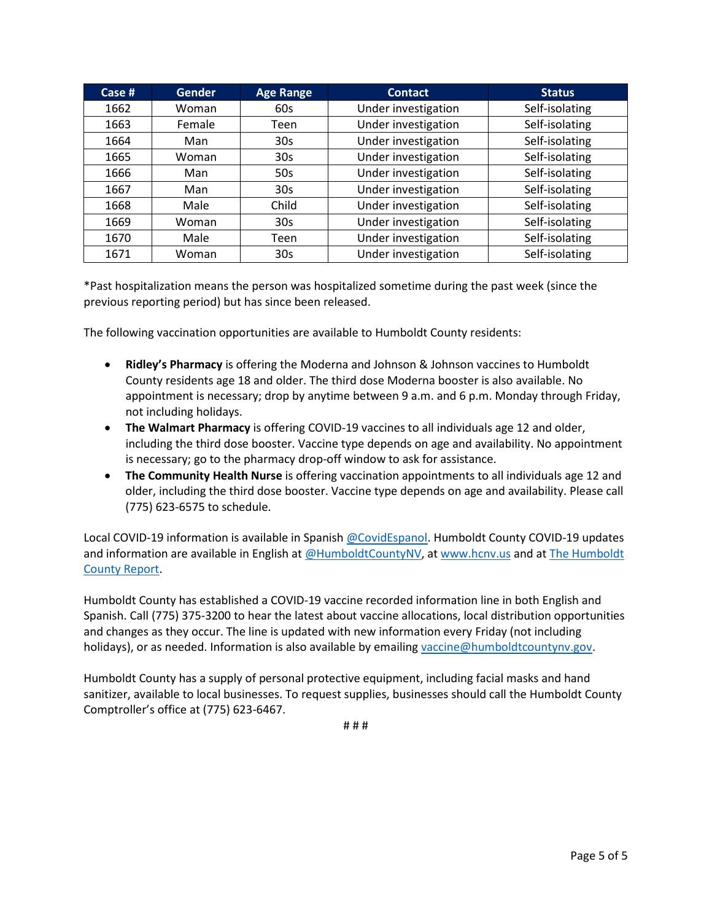| Case # | Gender | Age Range | Contact | Status |
|---|---|---|---|---|
| 1662 | Woman | 60s | Under investigation | Self-isolating |
| 1663 | Female | Teen | Under investigation | Self-isolating |
| 1664 | Man | 30s | Under investigation | Self-isolating |
| 1665 | Woman | 30s | Under investigation | Self-isolating |
| 1666 | Man | 50s | Under investigation | Self-isolating |
| 1667 | Man | 30s | Under investigation | Self-isolating |
| 1668 | Male | Child | Under investigation | Self-isolating |
| 1669 | Woman | 30s | Under investigation | Self-isolating |
| 1670 | Male | Teen | Under investigation | Self-isolating |
| 1671 | Woman | 30s | Under investigation | Self-isolating |

*Past hospitalization means the person was hospitalized sometime during the past week (since the previous reporting period) but has since been released.

The following vaccination opportunities are available to Humboldt County residents:

- **Ridley's Pharmacy** is offering the Moderna and Johnson & Johnson vaccines to Humboldt County residents age 18 and older. The third dose Moderna booster is also available. No appointment is necessary; drop by anytime between 9 a.m. and 6 p.m. Monday through Friday, not including holidays.
- **The Walmart Pharmacy** is offering COVID-19 vaccines to all individuals age 12 and older, including the third dose booster. Vaccine type depends on age and availability. No appointment is necessary; go to the pharmacy drop-off window to ask for assistance.
- **The Community Health Nurse** is offering vaccination appointments to all individuals age 12 and older, including the third dose booster. Vaccine type depends on age and availability. Please call (775) 623-6575 to schedule.

Local COVID-19 information is available in Spanish @CovidEspanol. Humboldt County COVID-19 updates and information are available in English at @HumboldtCountyNV, at www.hcnv.us and at The Humboldt County Report.

Humboldt County has established a COVID-19 vaccine recorded information line in both English and Spanish. Call (775) 375-3200 to hear the latest about vaccine allocations, local distribution opportunities and changes as they occur. The line is updated with new information every Friday (not including holidays), or as needed. Information is also available by emailing vaccine@humboldtcountynv.gov.

Humboldt County has a supply of personal protective equipment, including facial masks and hand sanitizer, available to local businesses. To request supplies, businesses should call the Humboldt County Comptroller's office at (775) 623-6467.

# # #